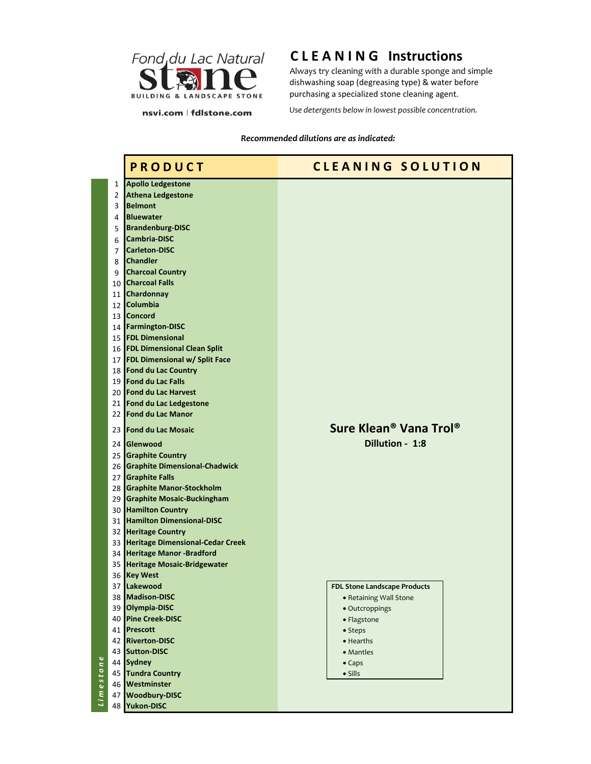Fond du Lac Natural stone

BUILDING & LANDSCAPE STONE

nsvi.com | fdlstone.com

# CLEANING Instructions

Always try cleaning with a durable sponge and simple dishwashing soap (degreasing type) & water before purchasing a specialized stone cleaning agent.

*Use detergents below in lowest possible concentration.*

***Recommended dilutions are as indicated:***

| | # | PRODUCT | CLEANING SOLUTION |
|---|---|---|---|
| Limestone | 1 | **Apollo Ledgestone** | **Sure Klean® Vana Trol®** **Dillution - 1:8** |
| | 2 | **Athena Ledgestone** | |
| | 3 | **Belmont** | |
| | 4 | **Bluewater** | |
| | 5 | **Brandenburg-DISC** | |
| | 6 | **Cambria-DISC** | |
| | 7 | **Carleton-DISC** | |
| | 8 | **Chandler** | |
| | 9 | **Charcoal Country** | |
| | 10 | **Charcoal Falls** | |
| | 11 | **Chardonnay** | |
| | 12 | **Columbia** | |
| | 13 | **Concord** | |
| | 14 | **Farmington-DISC** | |
| | 15 | **FDL Dimensional** | |
| | 16 | **FDL Dimensional Clean Split** | |
| | 17 | **FDL Dimensional w/ Split Face** | |
| | 18 | **Fond du Lac Country** | |
| | 19 | **Fond du Lac Falls** | |
| | 20 | **Fond du Lac Harvest** | |
| | 21 | **Fond du Lac Ledgestone** | |
| | 22 | **Fond du Lac Manor** | |
| | 23 | **Fond du Lac Mosaic** | |
| | 24 | **Glenwood** | |
| | 25 | **Graphite Country** | |
| | 26 | **Graphite Dimensional-Chadwick** | |
| | 27 | **Graphite Falls** | |
| | 28 | **Graphite Manor-Stockholm** | |
| | 29 | **Graphite Mosaic-Buckingham** | |
| | 30 | **Hamilton Country** | |
| | 31 | **Hamilton Dimensional-DISC** | |
| | 32 | **Heritage Country** | |
| | 33 | **Heritage Dimensional-Cedar Creek** | |
| | 34 | **Heritage Manor -Bradford** | |
| | 35 | **Heritage Mosaic-Bridgewater** | |
| | 36 | **Key West** | |
| | 37 | **Lakewood** | |
| | 38 | **Madison-DISC** | |
| | 39 | **Olympia-DISC** | |
| | 40 | **Pine Creek-DISC** | |
| | 41 | **Prescott** | |
| | 42 | **Riverton-DISC** | |
| | 43 | **Sutton-DISC** | |
| | 44 | **Sydney** | |
| | 45 | **Tundra Country** | |
| | 46 | **Westminster** | |
| | 47 | **Woodbury-DISC** | |
| | 48 | **Yukon-DISC** | |

**FDL Stone Landscape Products**

- Retaining Wall Stone
- Outcroppings
- Flagstone
- Steps
- Hearths
- Mantles
- Caps
- Sills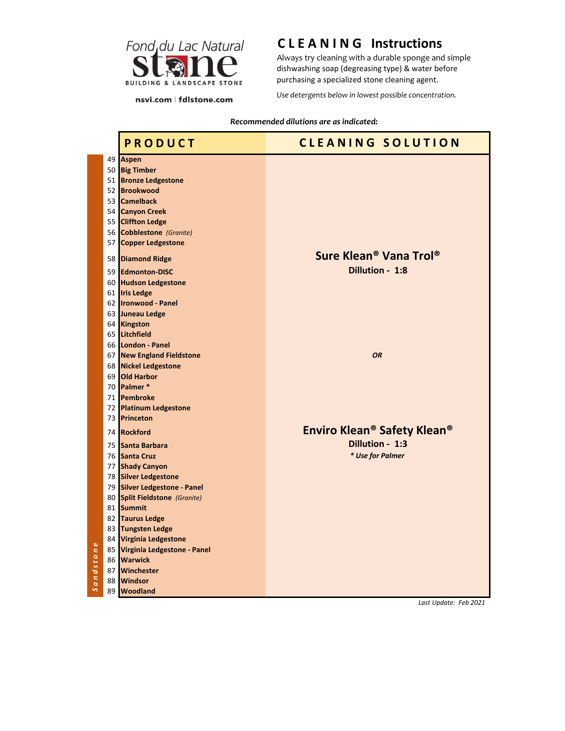Fond du Lac Natural stone

BUILDING & LANDSCAPE STONE

nsvi.com | fdlstone.com

# CLEANING Instructions

Always try cleaning with a durable sponge and simple dishwashing soap (degreasing type) & water before purchasing a specialized stone cleaning agent.

*Use detergents below in lowest possible concentration.*

***Recommended dilutions are as indicated:***

| | PRODUCT | CLEANING SOLUTION |
|---|---|---|
| 49 | **Aspen** | |
| 50 | **Big Timber** | |
| 51 | **Bronze Ledgestone** | |
| 52 | **Brookwood** | |
| 53 | **Camelback** | |
| 54 | **Canyon Creek** | |
| 55 | **Cliffton Ledge** | |
| 56 | **Cobblestone** *(Granite)* | |
| 57 | **Copper Ledgestone** | |
| 58 | **Diamond Ridge** | **Sure Klean® Vana Trol®** |
| 59 | **Edmonton-DISC** | **Dillution - 1:8** |
| 60 | **Hudson Ledgestone** | |
| 61 | **Iris Ledge** | |
| 62 | **Ironwood - Panel** | |
| 63 | **Juneau Ledge** | |
| 64 | **Kingston** | |
| 65 | **Litchfield** | |
| 66 | **London - Panel** | |
| 67 | **New England Fieldstone** | ***OR*** |
| 68 | **Nickel Ledgestone** | |
| 69 | **Old Harbor** | |
| 70 | **Palmer *** | |
| 71 | **Pembroke** | |
| 72 | **Platinum Ledgestone** | |
| 73 | **Princeton** | |
| 74 | **Rockford** | **Enviro Klean® Safety Klean®** |
| 75 | **Santa Barbara** | **Dillution - 1:3** |
| 76 | **Santa Cruz** | ***\* Use for Palmer*** |
| 77 | **Shady Canyon** | |
| 78 | **Silver Ledgestone** | |
| 79 | **Silver Ledgestone - Panel** | |
| 80 | **Split Fieldstone** *(Granite)* | |
| 81 | **Summit** | |
| 82 | **Taurus Ledge** | |
| 83 | **Tungsten Ledge** | |
| 84 | **Virginia Ledgestone** | |
| 85 | **Virginia Ledgestone - Panel** | |
| 86 | **Warwick** | |
| 87 | **Winchester** | |
| 88 | **Windsor** | |
| 89 | **Woodland** | |

*Sandstone*

*Last Update: Feb 2021*